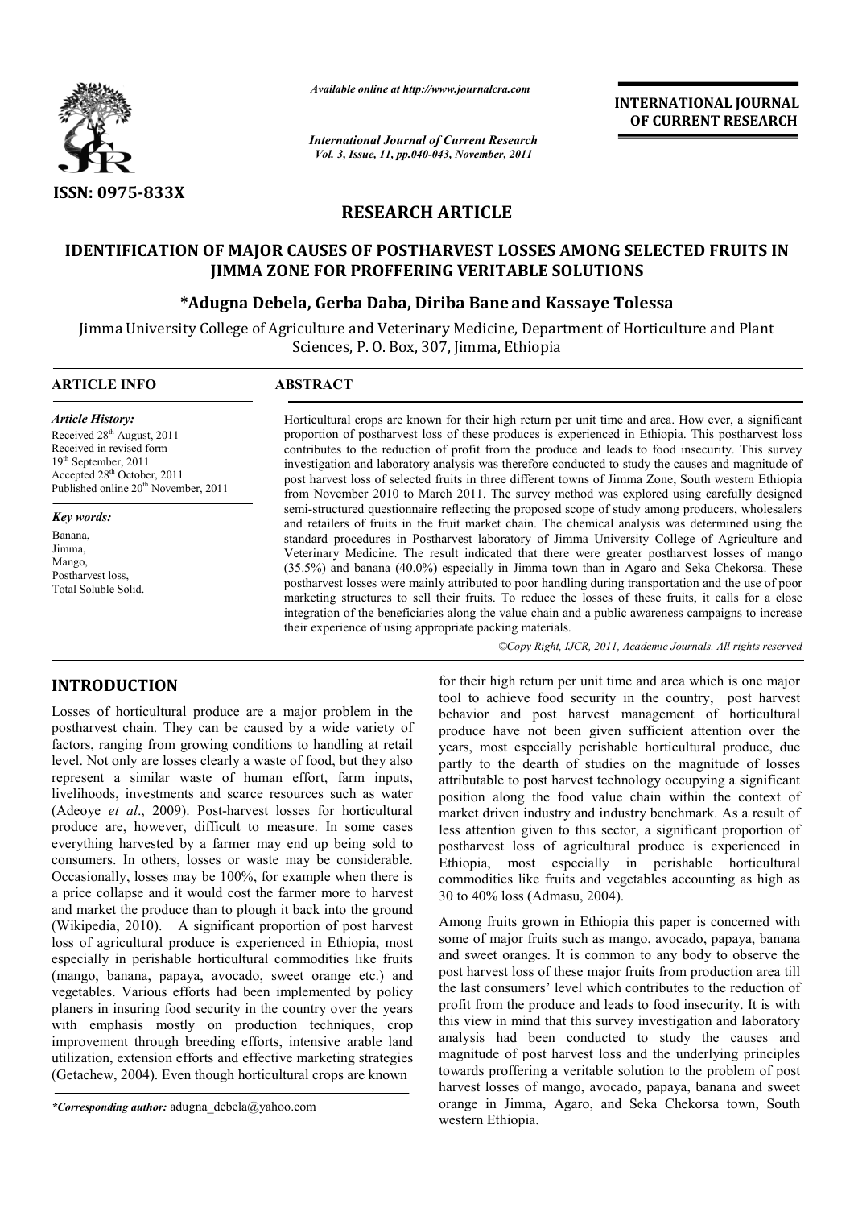ISSN: 0975-833X

*Available online at http://www.journalcra.com*

*International Journal of Current Research*
*Vol. 3, Issue, 11, pp.040-043, November, 2011*

**INTERNATIONAL JOURNAL OF CURRENT RESEARCH**

# RESEARCH ARTICLE

# IDENTIFICATION OF MAJOR CAUSES OF POSTHARVEST LOSSES AMONG SELECTED FRUITS IN JIMMA ZONE FOR PROFFERING VERITABLE SOLUTIONS

**\*Adugna Debela, Gerba Daba, Diriba Bane and Kassaye Tolessa**

Jimma University College of Agriculture and Veterinary Medicine, Department of Horticulture and Plant Sciences, P. O. Box, 307, Jimma, Ethiopia

## ARTICLE INFO

*Article History:*
Received 28th August, 2011
Received in revised form 19th September, 2011
Accepted 28th October, 2011
Published online 20th November, 2011

*Key words:*
Banana,
Jimma,
Mango,
Postharvest loss,
Total Soluble Solid.

## ABSTRACT

Horticultural crops are known for their high return per unit time and area. How ever, a significant proportion of postharvest loss of these produces is experienced in Ethiopia. This postharvest loss contributes to the reduction of profit from the produce and leads to food insecurity. This survey investigation and laboratory analysis was therefore conducted to study the causes and magnitude of post harvest loss of selected fruits in three different towns of Jimma Zone, South western Ethiopia from November 2010 to March 2011. The survey method was explored using carefully designed semi-structured questionnaire reflecting the proposed scope of study among producers, wholesalers and retailers of fruits in the fruit market chain. The chemical analysis was determined using the standard procedures in Postharvest laboratory of Jimma University College of Agriculture and Veterinary Medicine. The result indicated that there were greater postharvest losses of mango (35.5%) and banana (40.0%) especially in Jimma town than in Agaro and Seka Chekorsa. These postharvest losses were mainly attributed to poor handling during transportation and the use of poor marketing structures to sell their fruits. To reduce the losses of these fruits, it calls for a close integration of the beneficiaries along the value chain and a public awareness campaigns to increase their experience of using appropriate packing materials.

*©Copy Right, IJCR, 2011, Academic Journals. All rights reserved*

## INTRODUCTION

Losses of horticultural produce are a major problem in the postharvest chain. They can be caused by a wide variety of factors, ranging from growing conditions to handling at retail level. Not only are losses clearly a waste of food, but they also represent a similar waste of human effort, farm inputs, livelihoods, investments and scarce resources such as water (Adeoye *et al*., 2009). Post-harvest losses for horticultural produce are, however, difficult to measure. In some cases everything harvested by a farmer may end up being sold to consumers. In others, losses or waste may be considerable. Occasionally, losses may be 100%, for example when there is a price collapse and it would cost the farmer more to harvest and market the produce than to plough it back into the ground (Wikipedia, 2010). A significant proportion of post harvest loss of agricultural produce is experienced in Ethiopia, most especially in perishable horticultural commodities like fruits (mango, banana, papaya, avocado, sweet orange etc.) and vegetables. Various efforts had been implemented by policy planers in insuring food security in the country over the years with emphasis mostly on production techniques, crop improvement through breeding efforts, intensive arable land utilization, extension efforts and effective marketing strategies (Getachew, 2004). Even though horticultural crops are known for their high return per unit time and area which is one major tool to achieve food security in the country, post harvest behavior and post harvest management of horticultural produce have not been given sufficient attention over the years, most especially perishable horticultural produce, due partly to the dearth of studies on the magnitude of losses attributable to post harvest technology occupying a significant position along the food value chain within the context of market driven industry and industry benchmark. As a result of less attention given to this sector, a significant proportion of postharvest loss of agricultural produce is experienced in Ethiopia, most especially in perishable horticultural commodities like fruits and vegetables accounting as high as 30 to 40% loss (Admasu, 2004).

Among fruits grown in Ethiopia this paper is concerned with some of major fruits such as mango, avocado, papaya, banana and sweet oranges. It is common to any body to observe the post harvest loss of these major fruits from production area till the last consumers' level which contributes to the reduction of profit from the produce and leads to food insecurity. It is with this view in mind that this survey investigation and laboratory analysis had been conducted to study the causes and magnitude of post harvest loss and the underlying principles towards proffering a veritable solution to the problem of post harvest losses of mango, avocado, papaya, banana and sweet orange in Jimma, Agaro, and Seka Chekorsa town, South western Ethiopia.

*\*Corresponding author:* adugna_debela@yahoo.com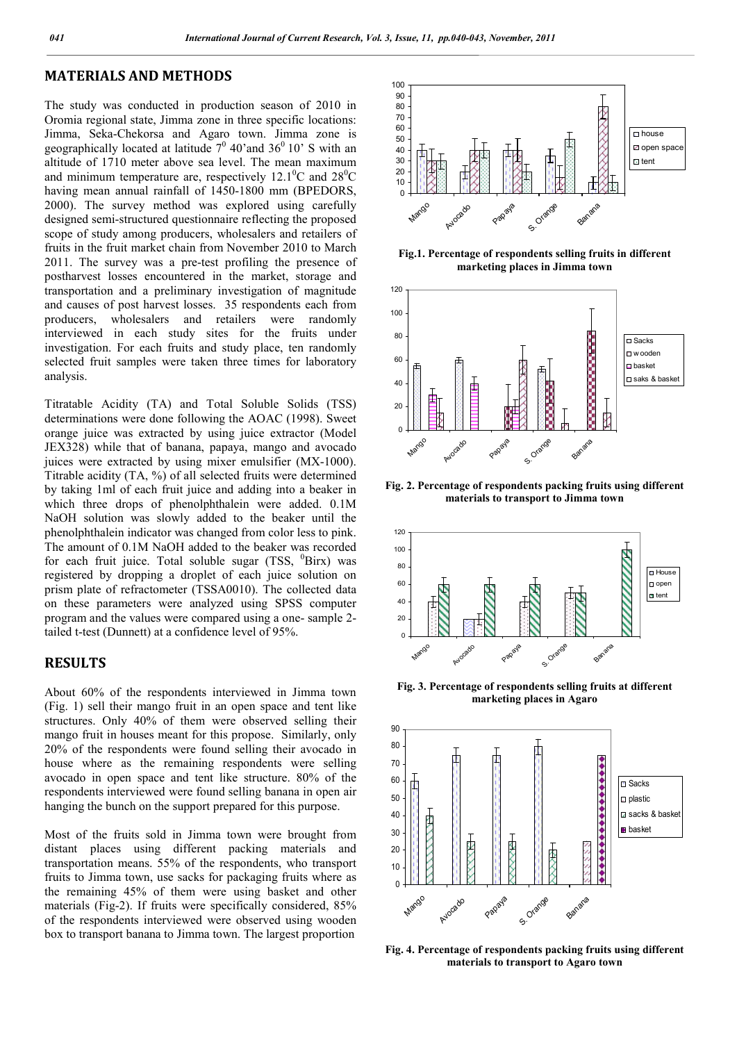## MATERIALS AND METHODS

The study was conducted in production season of 2010 in Oromia regional state, Jimma zone in three specific locations: Jimma, Seka-Chekorsa and Agaro town. Jimma zone is geographically located at latitude $7^0$ 40'and $36^0$ 10' S with an altitude of 1710 meter above sea level. The mean maximum and minimum temperature are, respectively $12.1^0$C and $28^0$C having mean annual rainfall of 1450-1800 mm (BPEDORS, 2000). The survey method was explored using carefully designed semi-structured questionnaire reflecting the proposed scope of study among producers, wholesalers and retailers of fruits in the fruit market chain from November 2010 to March 2011. The survey was a pre-test profiling the presence of postharvest losses encountered in the market, storage and transportation and a preliminary investigation of magnitude and causes of post harvest losses. 35 respondents each from producers, wholesalers and retailers were randomly interviewed in each study sites for the fruits under investigation. For each fruits and study place, ten randomly selected fruit samples were taken three times for laboratory analysis.

Titratable Acidity (TA) and Total Soluble Solids (TSS) determinations were done following the AOAC (1998). Sweet orange juice was extracted by using juice extractor (Model JEX328) while that of banana, papaya, mango and avocado juices were extracted by using mixer emulsifier (MX-1000). Titrable acidity (TA, %) of all selected fruits were determined by taking 1ml of each fruit juice and adding into a beaker in which three drops of phenolphthalein were added. 0.1M NaOH solution was slowly added to the beaker until the phenolphthalein indicator was changed from color less to pink. The amount of 0.1M NaOH added to the beaker was recorded for each fruit juice. Total soluble sugar (TSS, $^0$Birx) was registered by dropping a droplet of each juice solution on prism plate of refractometer (TSSA0010). The collected data on these parameters were analyzed using SPSS computer program and the values were compared using a one- sample 2-tailed t-test (Dunnett) at a confidence level of 95%.

## RESULTS

About 60% of the respondents interviewed in Jimma town (Fig. 1) sell their mango fruit in an open space and tent like structures. Only 40% of them were observed selling their mango fruit in houses meant for this propose. Similarly, only 20% of the respondents were found selling their avocado in house where as the remaining respondents were selling avocado in open space and tent like structure. 80% of the respondents interviewed were found selling banana in open air hanging the bunch on the support prepared for this purpose.

Most of the fruits sold in Jimma town were brought from distant places using different packing materials and transportation means. 55% of the respondents, who transport fruits to Jimma town, use sacks for packaging fruits where as the remaining 45% of them were using basket and other materials (Fig-2). If fruits were specifically considered, 85% of the respondents interviewed were observed using wooden box to transport banana to Jimma town. The largest proportion

**Fig.1. Percentage of respondents selling fruits in different marketing places in Jimma town**

**Fig. 2. Percentage of respondents packing fruits using different materials to transport to Jimma town**

**Fig. 3. Percentage of respondents selling fruits at different marketing places in Agaro**

**Fig. 4. Percentage of respondents packing fruits using different materials to transport to Agaro town**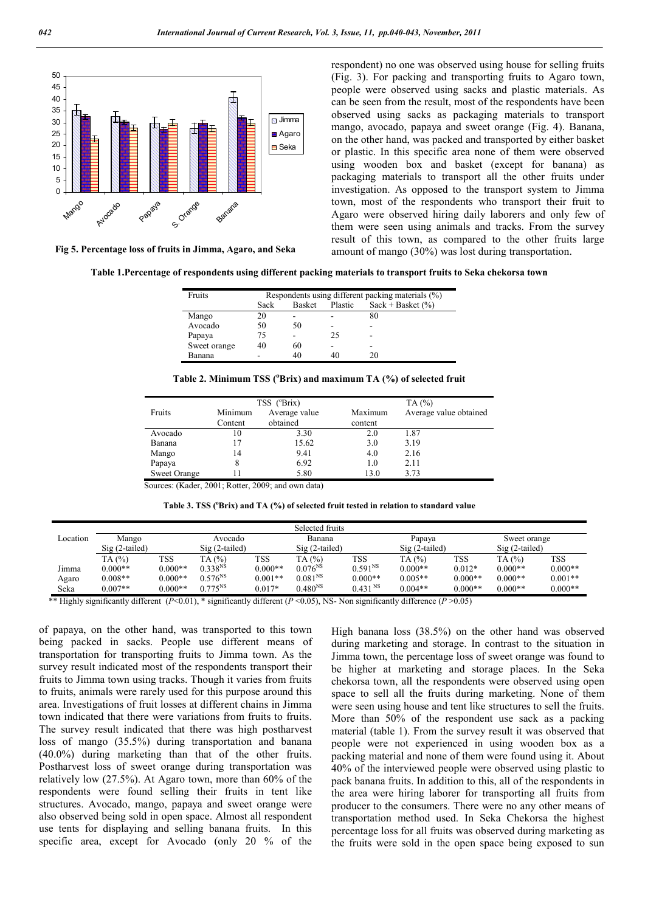Fig 5. Percentage loss of fruits in Jimma, Agaro, and Seka

respondent) no one was observed using house for selling fruits (Fig. 3). For packing and transporting fruits to Agaro town, people were observed using sacks and plastic materials. As can be seen from the result, most of the respondents have been observed using sacks as packaging materials to transport mango, avocado, papaya and sweet orange (Fig. 4). Banana, on the other hand, was packed and transported by either basket or plastic. In this specific area none of them were observed using wooden box and basket (except for banana) as packaging materials to transport all the other fruits under investigation. As opposed to the transport system to Jimma town, most of the respondents who transport their fruit to Agaro were observed hiring daily laborers and only few of them were seen using animals and tracks. From the survey result of this town, as compared to the other fruits large amount of mango (30%) was lost during transportation.

**Table 1.Percentage of respondents using different packing materials to transport fruits to Seka chekorsa town**

| Fruits | Respondents using different packing materials (%) | | | |
|---|---|---|---|---|
| | Sack | Basket | Plastic | Sack + Basket (%) |
| Mango | 20 | - | - | 80 |
| Avocado | 50 | 50 | - | - |
| Papaya | 75 | - | 25 | - |
| Sweet orange | 40 | 60 | - | - |
| Banana | - | 40 | 40 | 20 |

**Table 2. Minimum TSS (°Brix) and maximum TA (%) of selected fruit**

| Fruits | TSS (°Brix) | | TA (%) | |
|---|---|---|---|---|
| | Minimum Content | Average value obtained | Maximum content | Average value obtained |
| Avocado | 10 | 3.30 | 2.0 | 1.87 |
| Banana | 17 | 15.62 | 3.0 | 3.19 |
| Mango | 14 | 9.41 | 4.0 | 2.16 |
| Papaya | 8 | 6.92 | 1.0 | 2.11 |
| Sweet Orange | 11 | 5.80 | 13.0 | 3.73 |

Sources: (Kader, 2001; Rotter, 2009; and own data)

**Table 3. TSS (°Brix) and TA (%) of selected fruit tested in relation to standard value**

| Location | Mango | | Avocado | | Banana | | Papaya | | Sweet orange | |
|---|---|---|---|---|---|---|---|---|---|---|
| | Sig (2-tailed) | | Sig (2-tailed) | | Sig (2-tailed) | | Sig (2-tailed) | | Sig (2-tailed) | |
| | TA (%) | TSS | TA (%) | TSS | TA (%) | TSS | TA (%) | TSS | TA (%) | TSS |
| Jimma | 0.000** | 0.000** | 0.338^NS | 0.000** | 0.076^NS | 0.591^NS | 0.000** | 0.012* | 0.000** | 0.000** |
| Agaro | 0.008** | 0.000** | 0.576^NS | 0.001** | 0.081^NS | 0.000** | 0.005** | 0.000** | 0.000** | 0.001** |
| Seka | 0.007** | 0.000** | 0.775^NS | 0.017* | 0.480^NS | 0.431^NS | 0.004** | 0.000** | 0.000** | 0.000** |

** Highly significantly different ($P$<0.01), * significantly different ($P$ <0.05), NS- Non significantly difference ($P$ >0.05)

of papaya, on the other hand, was transported to this town being packed in sacks. People use different means of transportation for transporting fruits to Jimma town. As the survey result indicated most of the respondents transport their fruits to Jimma town using tracks. Though it varies from fruits to fruits, animals were rarely used for this purpose around this area. Investigations of fruit losses at different chains in Jimma town indicated that there were variations from fruits to fruits. The survey result indicated that there was high postharvest loss of mango (35.5%) during transportation and banana (40.0%) during marketing than that of the other fruits. Postharvest loss of sweet orange during transportation was relatively low (27.5%). At Agaro town, more than 60% of the respondents were found selling their fruits in tent like structures. Avocado, mango, papaya and sweet orange were also observed being sold in open space. Almost all respondent use tents for displaying and selling banana fruits. In this specific area, except for Avocado (only 20 % of the High banana loss (38.5%) on the other hand was observed during marketing and storage. In contrast to the situation in Jimma town, the percentage loss of sweet orange was found to be higher at marketing and storage places. In the Seka chekorsa town, all the respondents were observed using open space to sell all the fruits during marketing. None of them were seen using house and tent like structures to sell the fruits. More than 50% of the respondent use sack as a packing material (table 1). From the survey result it was observed that people were not experienced in using wooden box as a packing material and none of them were found using it. About 40% of the interviewed people were observed using plastic to pack banana fruits. In addition to this, all of the respondents in the area were hiring laborer for transporting all fruits from producer to the consumers. There were no any other means of transportation method used. In Seka Chekorsa the highest percentage loss for all fruits was observed during marketing as the fruits were sold in the open space being exposed to sun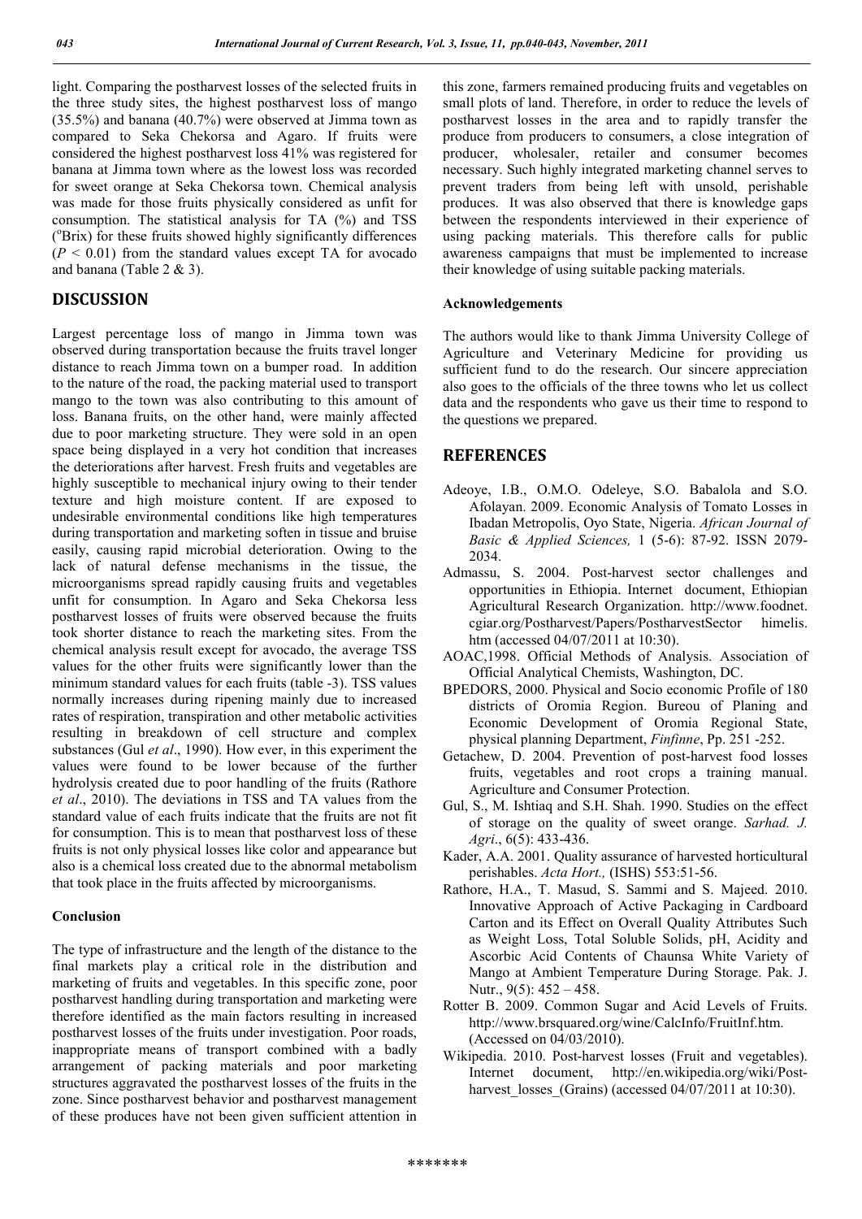light. Comparing the postharvest losses of the selected fruits in the three study sites, the highest postharvest loss of mango (35.5%) and banana (40.7%) were observed at Jimma town as compared to Seka Chekorsa and Agaro. If fruits were considered the highest postharvest loss 41% was registered for banana at Jimma town where as the lowest loss was recorded for sweet orange at Seka Chekorsa town. Chemical analysis was made for those fruits physically considered as unfit for consumption. The statistical analysis for TA (%) and TSS (°Brix) for these fruits showed highly significantly differences ($P < 0.01$) from the standard values except TA for avocado and banana (Table 2 & 3).

## DISCUSSION

Largest percentage loss of mango in Jimma town was observed during transportation because the fruits travel longer distance to reach Jimma town on a bumper road. In addition to the nature of the road, the packing material used to transport mango to the town was also contributing to this amount of loss. Banana fruits, on the other hand, were mainly affected due to poor marketing structure. They were sold in an open space being displayed in a very hot condition that increases the deteriorations after harvest. Fresh fruits and vegetables are highly susceptible to mechanical injury owing to their tender texture and high moisture content. If are exposed to undesirable environmental conditions like high temperatures during transportation and marketing soften in tissue and bruise easily, causing rapid microbial deterioration. Owing to the lack of natural defense mechanisms in the tissue, the microorganisms spread rapidly causing fruits and vegetables unfit for consumption. In Agaro and Seka Chekorsa less postharvest losses of fruits were observed because the fruits took shorter distance to reach the marketing sites. From the chemical analysis result except for avocado, the average TSS values for the other fruits were significantly lower than the minimum standard values for each fruits (table -3). TSS values normally increases during ripening mainly due to increased rates of respiration, transpiration and other metabolic activities resulting in breakdown of cell structure and complex substances (Gul *et al*., 1990). How ever, in this experiment the values were found to be lower because of the further hydrolysis created due to poor handling of the fruits (Rathore *et al*., 2010). The deviations in TSS and TA values from the standard value of each fruits indicate that the fruits are not fit for consumption. This is to mean that postharvest loss of these fruits is not only physical losses like color and appearance but also is a chemical loss created due to the abnormal metabolism that took place in the fruits affected by microorganisms.

### Conclusion

The type of infrastructure and the length of the distance to the final markets play a critical role in the distribution and marketing of fruits and vegetables. In this specific zone, poor postharvest handling during transportation and marketing were therefore identified as the main factors resulting in increased postharvest losses of the fruits under investigation. Poor roads, inappropriate means of transport combined with a badly arrangement of packing materials and poor marketing structures aggravated the postharvest losses of the fruits in the zone. Since postharvest behavior and postharvest management of these produces have not been given sufficient attention in this zone, farmers remained producing fruits and vegetables on small plots of land. Therefore, in order to reduce the levels of postharvest losses in the area and to rapidly transfer the produce from producers to consumers, a close integration of producer, wholesaler, retailer and consumer becomes necessary. Such highly integrated marketing channel serves to prevent traders from being left with unsold, perishable produces. It was also observed that there is knowledge gaps between the respondents interviewed in their experience of using packing materials. This therefore calls for public awareness campaigns that must be implemented to increase their knowledge of using suitable packing materials.

### Acknowledgements

The authors would like to thank Jimma University College of Agriculture and Veterinary Medicine for providing us sufficient fund to do the research. Our sincere appreciation also goes to the officials of the three towns who let us collect data and the respondents who gave us their time to respond to the questions we prepared.

## REFERENCES

Adeoye, I.B., O.M.O. Odeleye, S.O. Babalola and S.O. Afolayan. 2009. Economic Analysis of Tomato Losses in Ibadan Metropolis, Oyo State, Nigeria. *African Journal of Basic & Applied Sciences,* 1 (5-6): 87-92. ISSN 2079-2034.

Admassu, S. 2004. Post-harvest sector challenges and opportunities in Ethiopia. Internet document, Ethiopian Agricultural Research Organization. http://www.foodnet.cgiar.org/Postharvest/Papers/PostharvestSector himelis.htm (accessed 04/07/2011 at 10:30).

AOAC,1998. Official Methods of Analysis. Association of Official Analytical Chemists, Washington, DC.

BPEDORS, 2000. Physical and Socio economic Profile of 180 districts of Oromia Region. Bureou of Planing and Economic Development of Oromia Regional State, physical planning Department, *Finfinne*, Pp. 251 -252.

Getachew, D. 2004. Prevention of post-harvest food losses fruits, vegetables and root crops a training manual. Agriculture and Consumer Protection.

Gul, S., M. Ishtiaq and S.H. Shah. 1990. Studies on the effect of storage on the quality of sweet orange. *Sarhad. J. Agri*., 6(5): 433-436.

Kader, A.A. 2001. Quality assurance of harvested horticultural perishables. *Acta Hort.,* (ISHS) 553:51-56.

Rathore, H.A., T. Masud, S. Sammi and S. Majeed. 2010. Innovative Approach of Active Packaging in Cardboard Carton and its Effect on Overall Quality Attributes Such as Weight Loss, Total Soluble Solids, pH, Acidity and Ascorbic Acid Contents of Chaunsa White Variety of Mango at Ambient Temperature During Storage. Pak. J. Nutr., 9(5): 452 – 458.

Rotter B. 2009. Common Sugar and Acid Levels of Fruits. http://www.brsquared.org/wine/CalcInfo/FruitInf.htm. (Accessed on 04/03/2010).

Wikipedia. 2010. Post-harvest losses (Fruit and vegetables). Internet document, http://en.wikipedia.org/wiki/Post-harvest_losses_(Grains) (accessed 04/07/2011 at 10:30).

\*\*\*\*\*\*\*